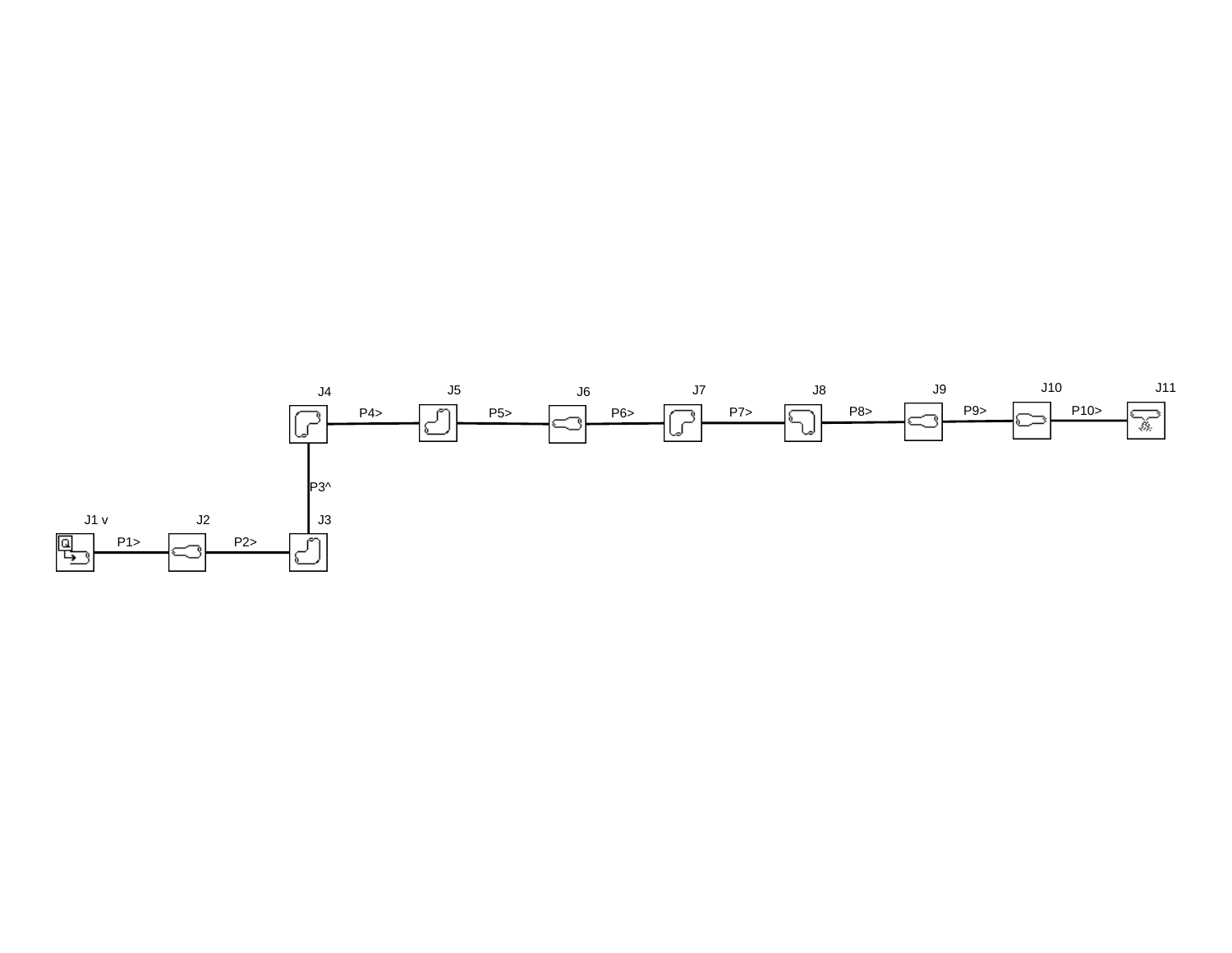J4 J5 J6 J7 J8 J9 J10 J11

P4> P5> P6> P7> P8> P9> P10>

P3^

J1 v J2 J3

P1> P2>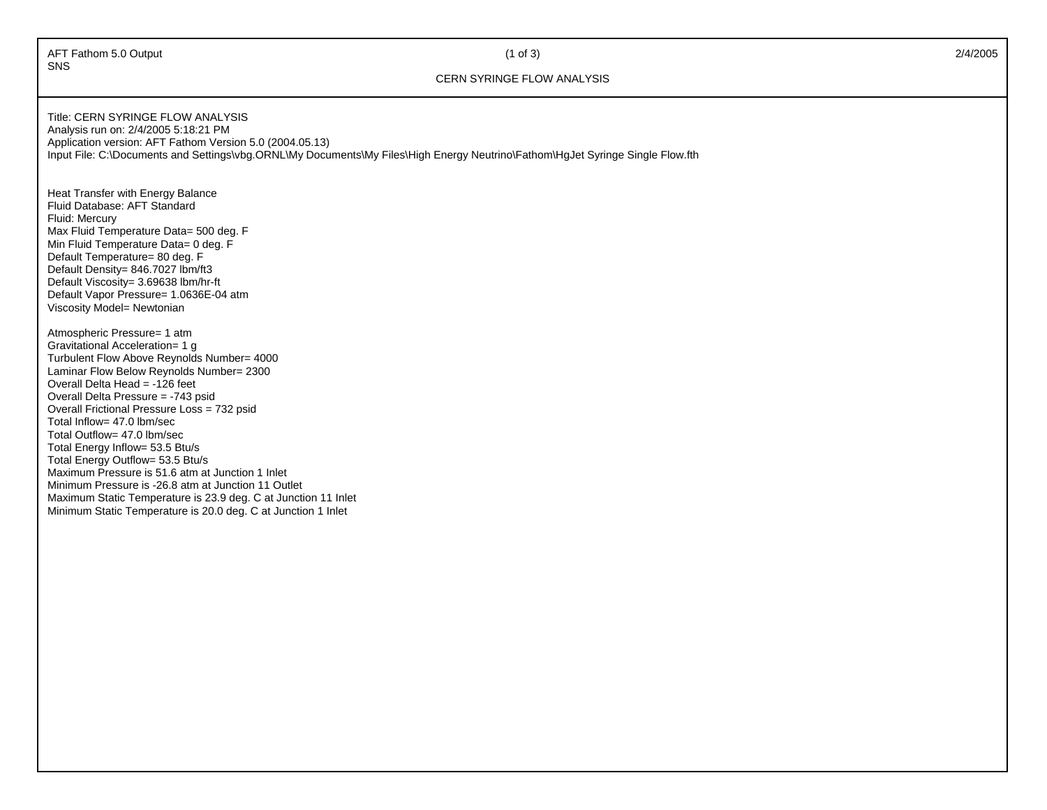Title: CERN SYRINGE FLOW ANALYSIS
Analysis run on: 2/4/2005 5:18:21 PM
Application version: AFT Fathom Version 5.0 (2004.05.13)
Input File: C:\Documents and Settings\vbg.ORNL\My Documents\My Files\High Energy Neutrino\Fathom\HgJet Syringe Single Flow.fth

Heat Transfer with Energy Balance
Fluid Database: AFT Standard
Fluid: Mercury
Max Fluid Temperature Data= 500 deg. F
Min Fluid Temperature Data= 0 deg. F
Default Temperature= 80 deg. F
Default Density= 846.7027 lbm/ft3
Default Viscosity= 3.69638 lbm/hr-ft
Default Vapor Pressure= 1.0636E-04 atm
Viscosity Model= Newtonian

Atmospheric Pressure= 1 atm
Gravitational Acceleration= 1 g
Turbulent Flow Above Reynolds Number= 4000
Laminar Flow Below Reynolds Number= 2300
Overall Delta Head = -126 feet
Overall Delta Pressure = -743 psid
Overall Frictional Pressure Loss = 732 psid
Total Inflow= 47.0 lbm/sec
Total Outflow= 47.0 lbm/sec
Total Energy Inflow= 53.5 Btu/s
Total Energy Outflow= 53.5 Btu/s
Maximum Pressure is 51.6 atm at Junction 1 Inlet
Minimum Pressure is -26.8 atm at Junction 11 Outlet
Maximum Static Temperature is 23.9 deg. C at Junction 11 Inlet
Minimum Static Temperature is 20.0 deg. C at Junction 1 Inlet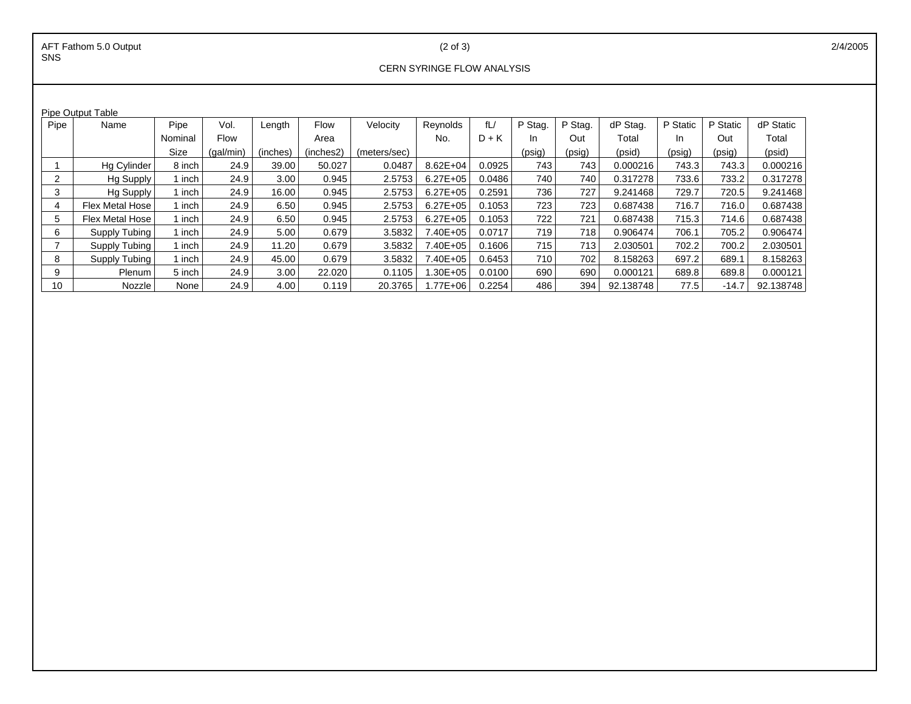CERN SYRINGE FLOW ANALYSIS

Pipe Output Table

| Pipe | Name | Pipe Nominal Size | Vol. Flow (gal/min) | Length (inches) | Flow Area (inches2) | Velocity (meters/sec) | Reynolds No. | fL/ D + K | P Stag. In (psig) | P Stag. Out (psig) | dP Stag. Total (psid) | P Static In (psig) | P Static Out (psig) | dP Static Total (psid) |
|---|---|---|---|---|---|---|---|---|---|---|---|---|---|---|
| 1 | Hg Cylinder | 8 inch | 24.9 | 39.00 | 50.027 | 0.0487 | 8.62E+04 | 0.0925 | 743 | 743 | 0.000216 | 743.3 | 743.3 | 0.000216 |
| 2 | Hg Supply | 1 inch | 24.9 | 3.00 | 0.945 | 2.5753 | 6.27E+05 | 0.0486 | 740 | 740 | 0.317278 | 733.6 | 733.2 | 0.317278 |
| 3 | Hg Supply | 1 inch | 24.9 | 16.00 | 0.945 | 2.5753 | 6.27E+05 | 0.2591 | 736 | 727 | 9.241468 | 729.7 | 720.5 | 9.241468 |
| 4 | Flex Metal Hose | 1 inch | 24.9 | 6.50 | 0.945 | 2.5753 | 6.27E+05 | 0.1053 | 723 | 723 | 0.687438 | 716.7 | 716.0 | 0.687438 |
| 5 | Flex Metal Hose | 1 inch | 24.9 | 6.50 | 0.945 | 2.5753 | 6.27E+05 | 0.1053 | 722 | 721 | 0.687438 | 715.3 | 714.6 | 0.687438 |
| 6 | Supply Tubing | 1 inch | 24.9 | 5.00 | 0.679 | 3.5832 | 7.40E+05 | 0.0717 | 719 | 718 | 0.906474 | 706.1 | 705.2 | 0.906474 |
| 7 | Supply Tubing | 1 inch | 24.9 | 11.20 | 0.679 | 3.5832 | 7.40E+05 | 0.1606 | 715 | 713 | 2.030501 | 702.2 | 700.2 | 2.030501 |
| 8 | Supply Tubing | 1 inch | 24.9 | 45.00 | 0.679 | 3.5832 | 7.40E+05 | 0.6453 | 710 | 702 | 8.158263 | 697.2 | 689.1 | 8.158263 |
| 9 | Plenum | 5 inch | 24.9 | 3.00 | 22.020 | 0.1105 | 1.30E+05 | 0.0100 | 690 | 690 | 0.000121 | 689.8 | 689.8 | 0.000121 |
| 10 | Nozzle | None | 24.9 | 4.00 | 0.119 | 20.3765 | 1.77E+06 | 0.2254 | 486 | 394 | 92.138748 | 77.5 | -14.7 | 92.138748 |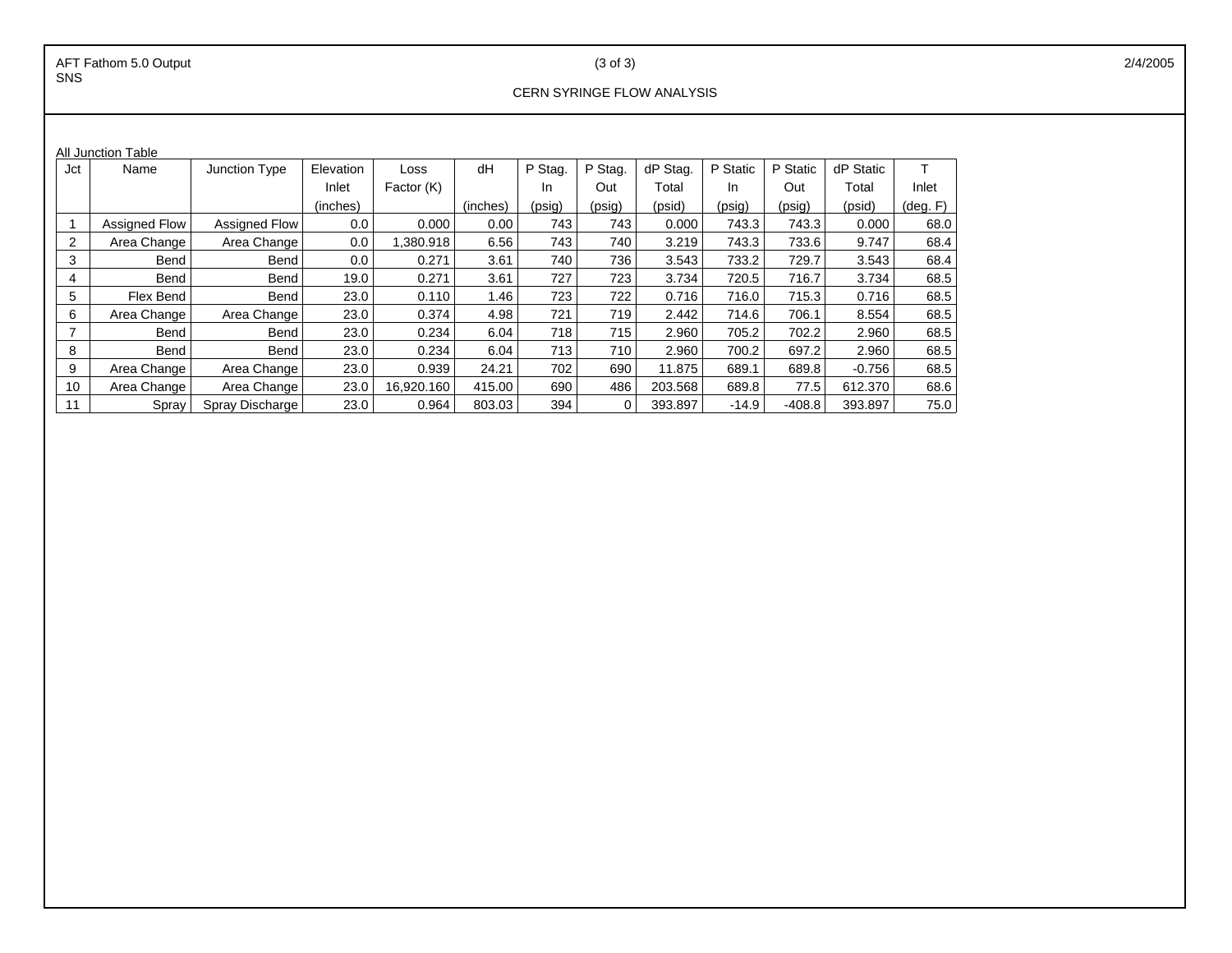All Junction Table

| Jct | Name | Junction Type | Elevation Inlet (inches) | Loss Factor (K) | dH (inches) | P Stag. In (psig) | P Stag. Out (psig) | dP Stag. Total (psid) | P Static In (psig) | P Static Out (psig) | dP Static Total (psid) | T Inlet (deg. F) |
|---|---|---|---|---|---|---|---|---|---|---|---|---|
| 1 | Assigned Flow | Assigned Flow | 0.0 | 0.000 | 0.00 | 743 | 743 | 0.000 | 743.3 | 743.3 | 0.000 | 68.0 |
| 2 | Area Change | Area Change | 0.0 | 1,380.918 | 6.56 | 743 | 740 | 3.219 | 743.3 | 733.6 | 9.747 | 68.4 |
| 3 | Bend | Bend | 0.0 | 0.271 | 3.61 | 740 | 736 | 3.543 | 733.2 | 729.7 | 3.543 | 68.4 |
| 4 | Bend | Bend | 19.0 | 0.271 | 3.61 | 727 | 723 | 3.734 | 720.5 | 716.7 | 3.734 | 68.5 |
| 5 | Flex Bend | Bend | 23.0 | 0.110 | 1.46 | 723 | 722 | 0.716 | 716.0 | 715.3 | 0.716 | 68.5 |
| 6 | Area Change | Area Change | 23.0 | 0.374 | 4.98 | 721 | 719 | 2.442 | 714.6 | 706.1 | 8.554 | 68.5 |
| 7 | Bend | Bend | 23.0 | 0.234 | 6.04 | 718 | 715 | 2.960 | 705.2 | 702.2 | 2.960 | 68.5 |
| 8 | Bend | Bend | 23.0 | 0.234 | 6.04 | 713 | 710 | 2.960 | 700.2 | 697.2 | 2.960 | 68.5 |
| 9 | Area Change | Area Change | 23.0 | 0.939 | 24.21 | 702 | 690 | 11.875 | 689.1 | 689.8 | -0.756 | 68.5 |
| 10 | Area Change | Area Change | 23.0 | 16,920.160 | 415.00 | 690 | 486 | 203.568 | 689.8 | 77.5 | 612.370 | 68.6 |
| 11 | Spray | Spray Discharge | 23.0 | 0.964 | 803.03 | 394 | 0 | 393.897 | -14.9 | -408.8 | 393.897 | 75.0 |